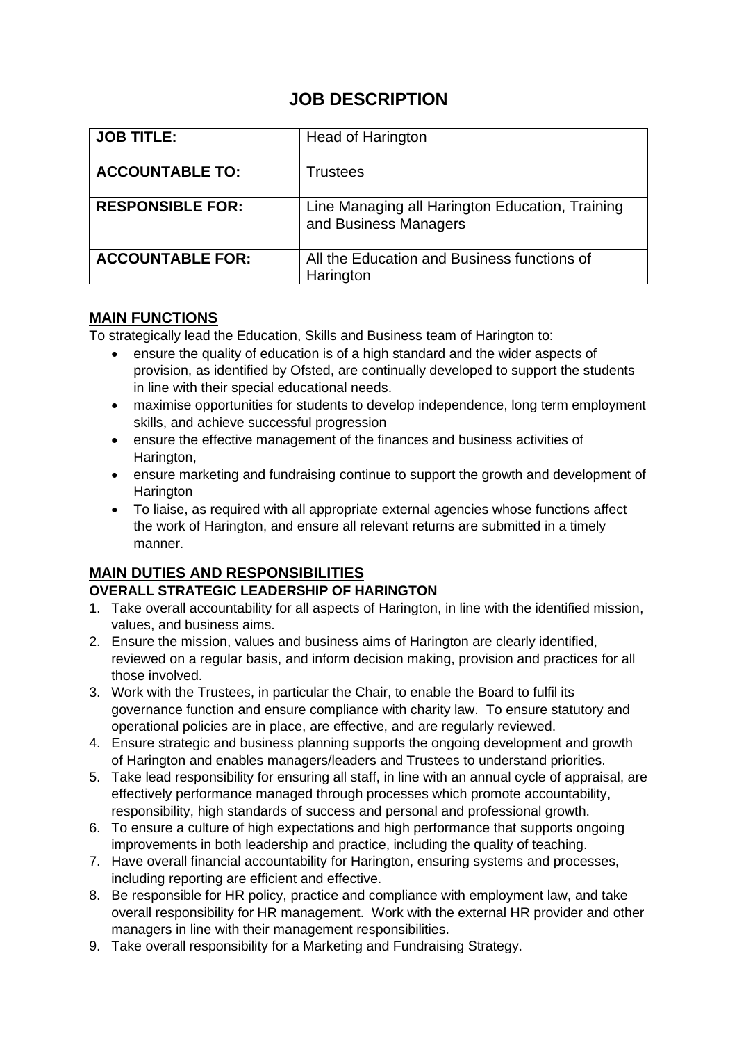# JOB DESCRIPTION

| | |
|---|---|
| **JOB TITLE:** | Head of Harington |
| **ACCOUNTABLE TO:** | Trustees |
| **RESPONSIBLE FOR:** | Line Managing all Harington Education, Training and Business Managers |
| **ACCOUNTABLE FOR:** | All the Education and Business functions of Harington |

## MAIN FUNCTIONS

To strategically lead the Education, Skills and Business team of Harington to:

- ensure the quality of education is of a high standard and the wider aspects of provision, as identified by Ofsted, are continually developed to support the students in line with their special educational needs.
- maximise opportunities for students to develop independence, long term employment skills, and achieve successful progression
- ensure the effective management of the finances and business activities of Harington,
- ensure marketing and fundraising continue to support the growth and development of Harington
- To liaise, as required with all appropriate external agencies whose functions affect the work of Harington, and ensure all relevant returns are submitted in a timely manner.

## MAIN DUTIES AND RESPONSIBILITIES

### OVERALL STRATEGIC LEADERSHIP OF HARINGTON

1. Take overall accountability for all aspects of Harington, in line with the identified mission, values, and business aims.
2. Ensure the mission, values and business aims of Harington are clearly identified, reviewed on a regular basis, and inform decision making, provision and practices for all those involved.
3. Work with the Trustees, in particular the Chair, to enable the Board to fulfil its governance function and ensure compliance with charity law. To ensure statutory and operational policies are in place, are effective, and are regularly reviewed.
4. Ensure strategic and business planning supports the ongoing development and growth of Harington and enables managers/leaders and Trustees to understand priorities.
5. Take lead responsibility for ensuring all staff, in line with an annual cycle of appraisal, are effectively performance managed through processes which promote accountability, responsibility, high standards of success and personal and professional growth.
6. To ensure a culture of high expectations and high performance that supports ongoing improvements in both leadership and practice, including the quality of teaching.
7. Have overall financial accountability for Harington, ensuring systems and processes, including reporting are efficient and effective.
8. Be responsible for HR policy, practice and compliance with employment law, and take overall responsibility for HR management. Work with the external HR provider and other managers in line with their management responsibilities.
9. Take overall responsibility for a Marketing and Fundraising Strategy.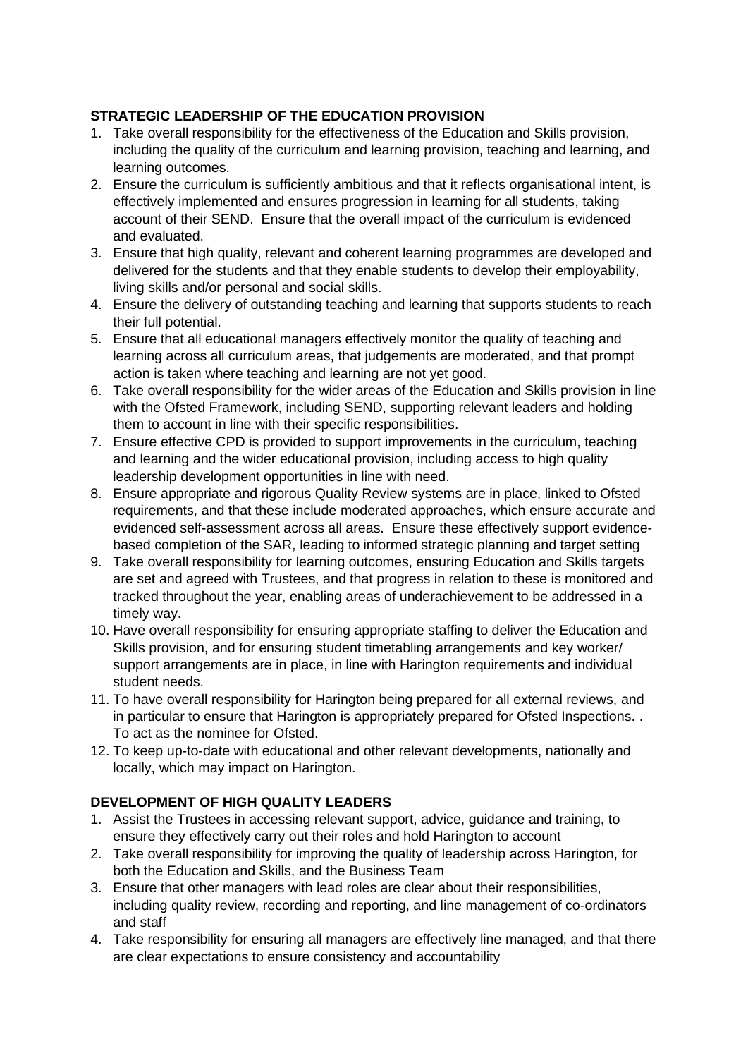**STRATEGIC LEADERSHIP OF THE EDUCATION PROVISION**

1. Take overall responsibility for the effectiveness of the Education and Skills provision, including the quality of the curriculum and learning provision, teaching and learning, and learning outcomes.
2. Ensure the curriculum is sufficiently ambitious and that it reflects organisational intent, is effectively implemented and ensures progression in learning for all students, taking account of their SEND. Ensure that the overall impact of the curriculum is evidenced and evaluated.
3. Ensure that high quality, relevant and coherent learning programmes are developed and delivered for the students and that they enable students to develop their employability, living skills and/or personal and social skills.
4. Ensure the delivery of outstanding teaching and learning that supports students to reach their full potential.
5. Ensure that all educational managers effectively monitor the quality of teaching and learning across all curriculum areas, that judgements are moderated, and that prompt action is taken where teaching and learning are not yet good.
6. Take overall responsibility for the wider areas of the Education and Skills provision in line with the Ofsted Framework, including SEND, supporting relevant leaders and holding them to account in line with their specific responsibilities.
7. Ensure effective CPD is provided to support improvements in the curriculum, teaching and learning and the wider educational provision, including access to high quality leadership development opportunities in line with need.
8. Ensure appropriate and rigorous Quality Review systems are in place, linked to Ofsted requirements, and that these include moderated approaches, which ensure accurate and evidenced self-assessment across all areas. Ensure these effectively support evidence-based completion of the SAR, leading to informed strategic planning and target setting
9. Take overall responsibility for learning outcomes, ensuring Education and Skills targets are set and agreed with Trustees, and that progress in relation to these is monitored and tracked throughout the year, enabling areas of underachievement to be addressed in a timely way.
10. Have overall responsibility for ensuring appropriate staffing to deliver the Education and Skills provision, and for ensuring student timetabling arrangements and key worker/ support arrangements are in place, in line with Harington requirements and individual student needs.
11. To have overall responsibility for Harington being prepared for all external reviews, and in particular to ensure that Harington is appropriately prepared for Ofsted Inspections. . To act as the nominee for Ofsted.
12. To keep up-to-date with educational and other relevant developments, nationally and locally, which may impact on Harington.

**DEVELOPMENT OF HIGH QUALITY LEADERS**

1. Assist the Trustees in accessing relevant support, advice, guidance and training, to ensure they effectively carry out their roles and hold Harington to account
2. Take overall responsibility for improving the quality of leadership across Harington, for both the Education and Skills, and the Business Team
3. Ensure that other managers with lead roles are clear about their responsibilities, including quality review, recording and reporting, and line management of co-ordinators and staff
4. Take responsibility for ensuring all managers are effectively line managed, and that there are clear expectations to ensure consistency and accountability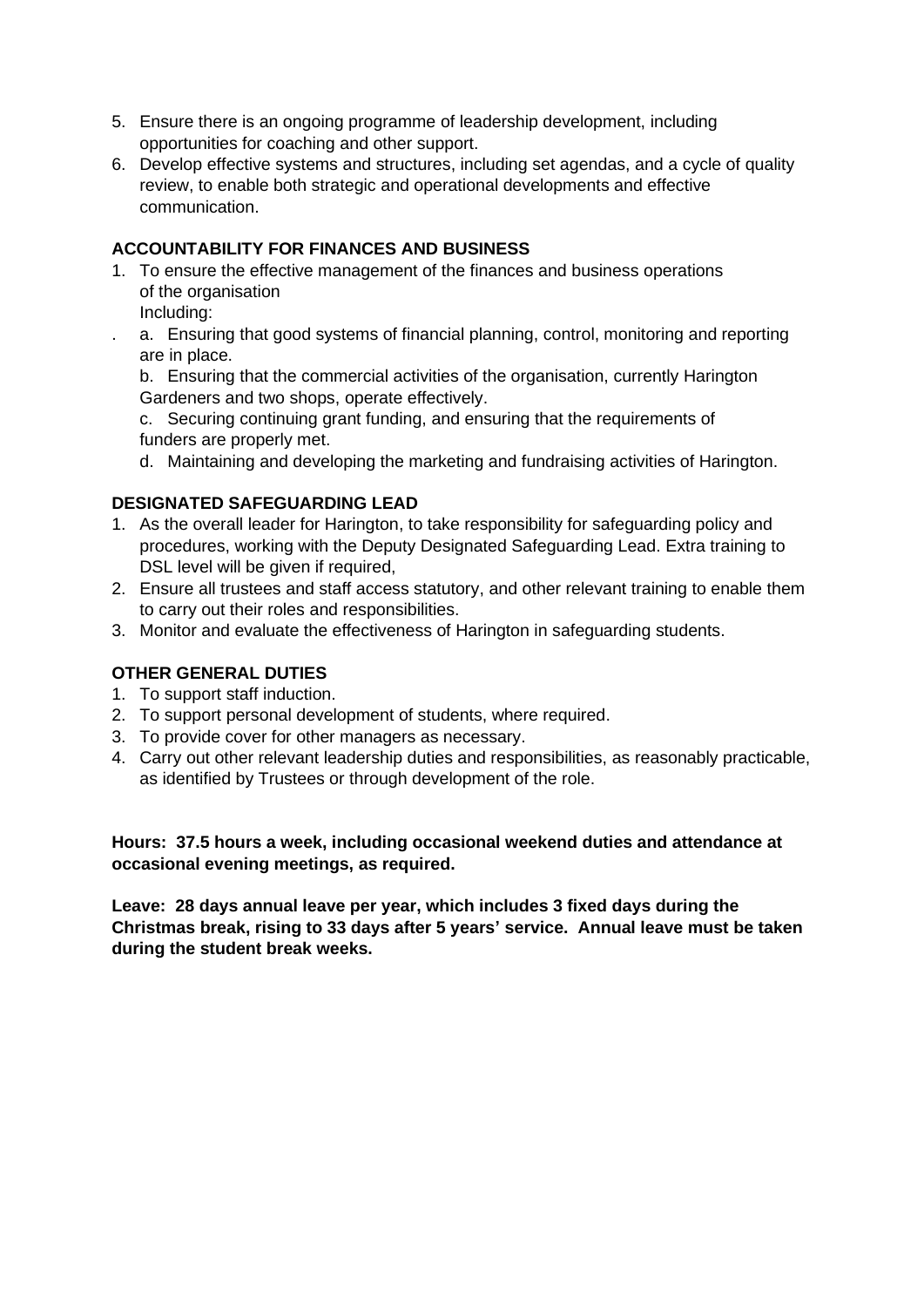5. Ensure there is an ongoing programme of leadership development, including opportunities for coaching and other support.
6. Develop effective systems and structures, including set agendas, and a cycle of quality review, to enable both strategic and operational developments and effective communication.

**ACCOUNTABILITY FOR FINANCES AND BUSINESS**

1. To ensure the effective management of the finances and business operations of the organisation
   Including:
   a. Ensuring that good systems of financial planning, control, monitoring and reporting are in place.
   b. Ensuring that the commercial activities of the organisation, currently Harington Gardeners and two shops, operate effectively.
   c. Securing continuing grant funding, and ensuring that the requirements of funders are properly met.
   d. Maintaining and developing the marketing and fundraising activities of Harington.

**DESIGNATED SAFEGUARDING LEAD**

1. As the overall leader for Harington, to take responsibility for safeguarding policy and procedures, working with the Deputy Designated Safeguarding Lead. Extra training to DSL level will be given if required,
2. Ensure all trustees and staff access statutory, and other relevant training to enable them to carry out their roles and responsibilities.
3. Monitor and evaluate the effectiveness of Harington in safeguarding students.

**OTHER GENERAL DUTIES**

1. To support staff induction.
2. To support personal development of students, where required.
3. To provide cover for other managers as necessary.
4. Carry out other relevant leadership duties and responsibilities, as reasonably practicable, as identified by Trustees or through development of the role.

**Hours: 37.5 hours a week, including occasional weekend duties and attendance at occasional evening meetings, as required.**

**Leave: 28 days annual leave per year, which includes 3 fixed days during the Christmas break, rising to 33 days after 5 years' service. Annual leave must be taken during the student break weeks.**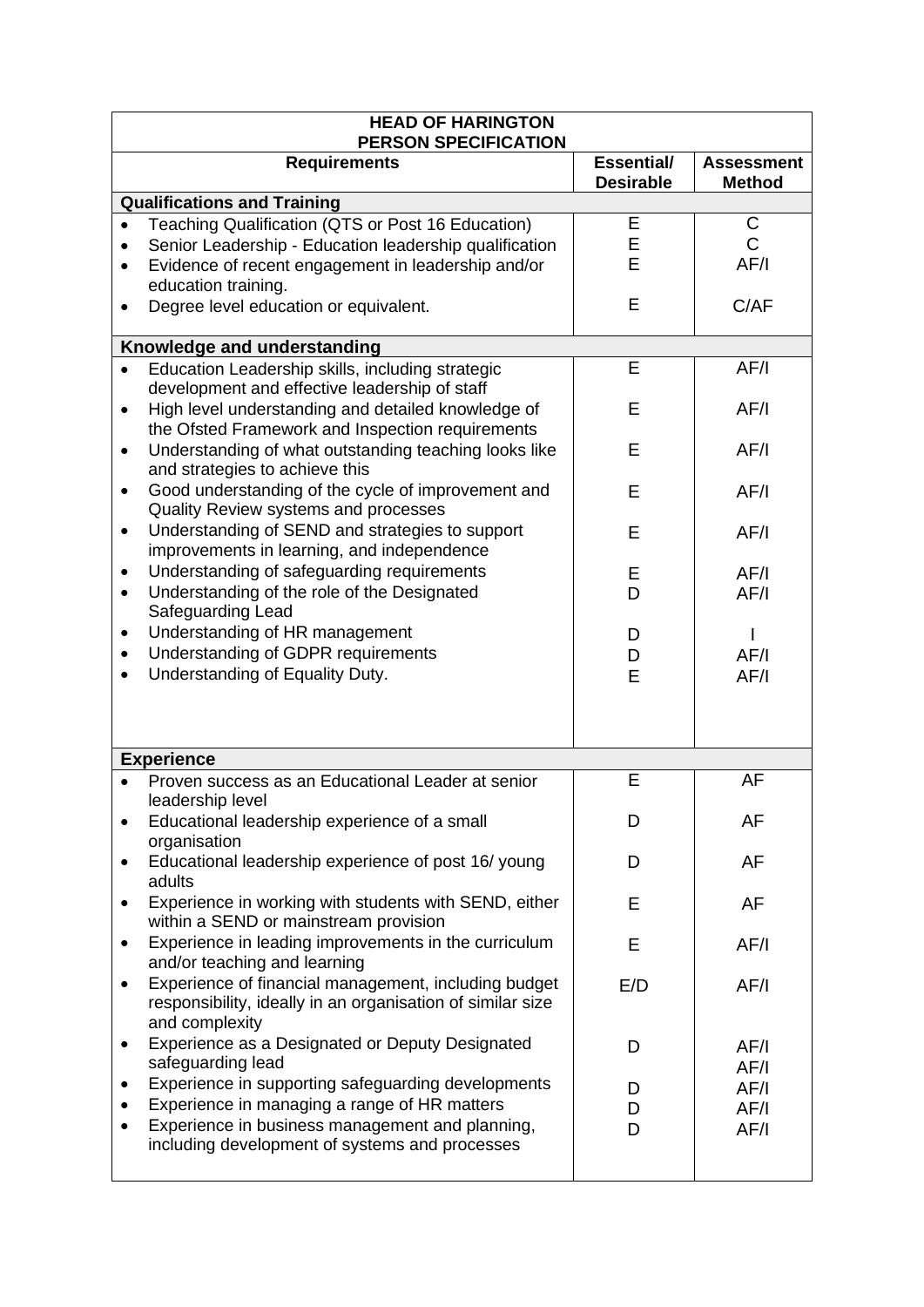| HEAD OF HARINGTON PERSON SPECIFICATION | | |
|---|---|---|
| **Requirements** | **Essential/ Desirable** | **Assessment Method** |
| **Qualifications and Training** | | |
| • Teaching Qualification (QTS or Post 16 Education) | E | C |
| • Senior Leadership - Education leadership qualification | E | C |
| • Evidence of recent engagement in leadership and/or education training. | E | AF/I |
| • Degree level education or equivalent. | E | C/AF |
| **Knowledge and understanding** | | |
| • Education Leadership skills, including strategic development and effective leadership of staff | E | AF/I |
| • High level understanding and detailed knowledge of the Ofsted Framework and Inspection requirements | E | AF/I |
| • Understanding of what outstanding teaching looks like and strategies to achieve this | E | AF/I |
| • Good understanding of the cycle of improvement and Quality Review systems and processes | E | AF/I |
| • Understanding of SEND and strategies to support improvements in learning, and independence | E | AF/I |
| • Understanding of safeguarding requirements | E | AF/I |
| • Understanding of the role of the Designated Safeguarding Lead | D | AF/I |
| • Understanding of HR management | D | I |
| • Understanding of GDPR requirements | D | AF/I |
| • Understanding of Equality Duty. | E | AF/I |
| **Experience** | | |
| • Proven success as an Educational Leader at senior leadership level | E | AF |
| • Educational leadership experience of a small organisation | D | AF |
| • Educational leadership experience of post 16/ young adults | D | AF |
| • Experience in working with students with SEND, either within a SEND or mainstream provision | E | AF |
| • Experience in leading improvements in the curriculum and/or teaching and learning | E | AF/I |
| • Experience of financial management, including budget responsibility, ideally in an organisation of similar size and complexity | E/D | AF/I |
| • Experience as a Designated or Deputy Designated safeguarding lead | D | AF/I |
| • Experience in supporting safeguarding developments | D | AF/I AF/I |
| • Experience in managing a range of HR matters | D | AF/I |
| • Experience in business management and planning, including development of systems and processes | D | AF/I |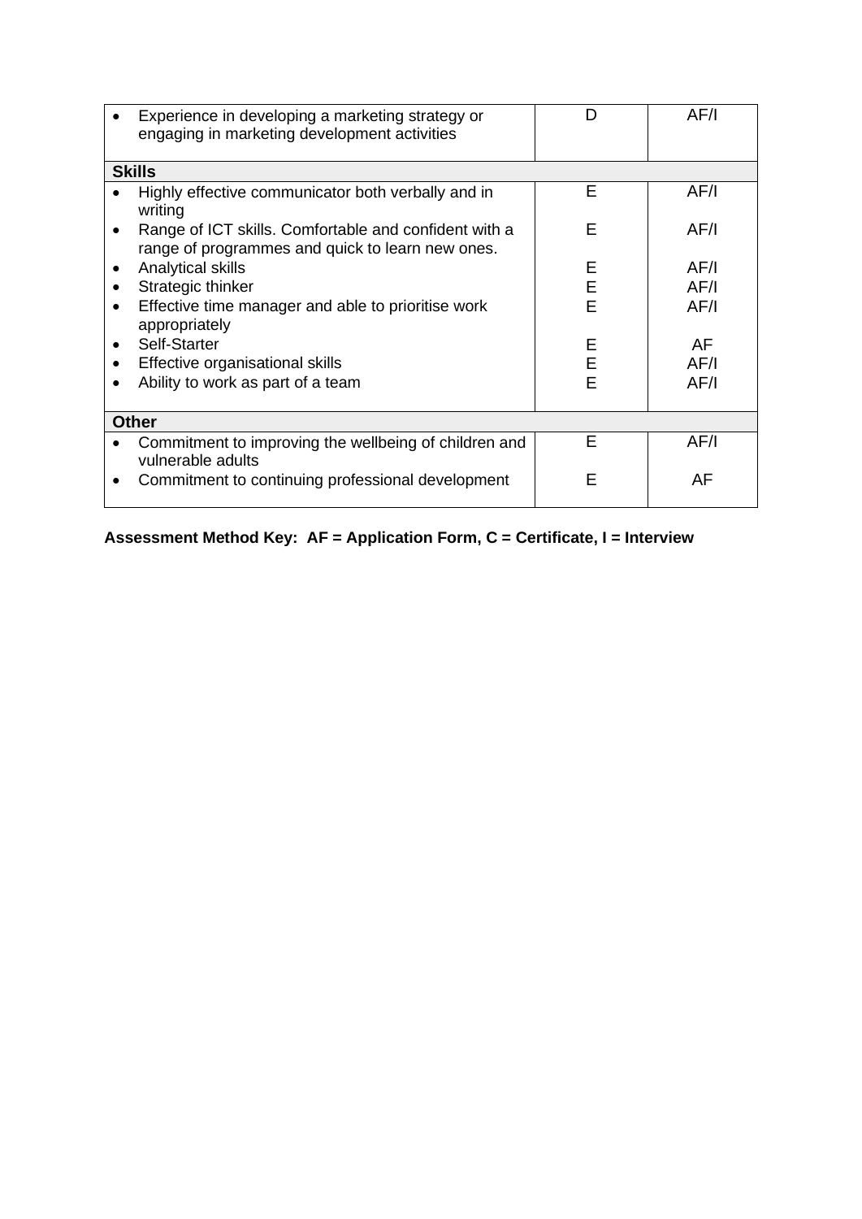| | | |
|---|---|---|
| • Experience in developing a marketing strategy or engaging in marketing development activities | D | AF/I |
| **Skills** | | |
| • Highly effective communicator both verbally and in writing | E | AF/I |
| • Range of ICT skills. Comfortable and confident with a range of programmes and quick to learn new ones. | E | AF/I |
| • Analytical skills | E | AF/I |
| • Strategic thinker | E | AF/I |
| • Effective time manager and able to prioritise work appropriately | E | AF/I |
| • Self-Starter | E | AF |
| • Effective organisational skills | E | AF/I |
| • Ability to work as part of a team | E | AF/I |
| **Other** | | |
| • Commitment to improving the wellbeing of children and vulnerable adults | E | AF/I |
| • Commitment to continuing professional development | E | AF |

**Assessment Method Key: AF = Application Form, C = Certificate, I = Interview**